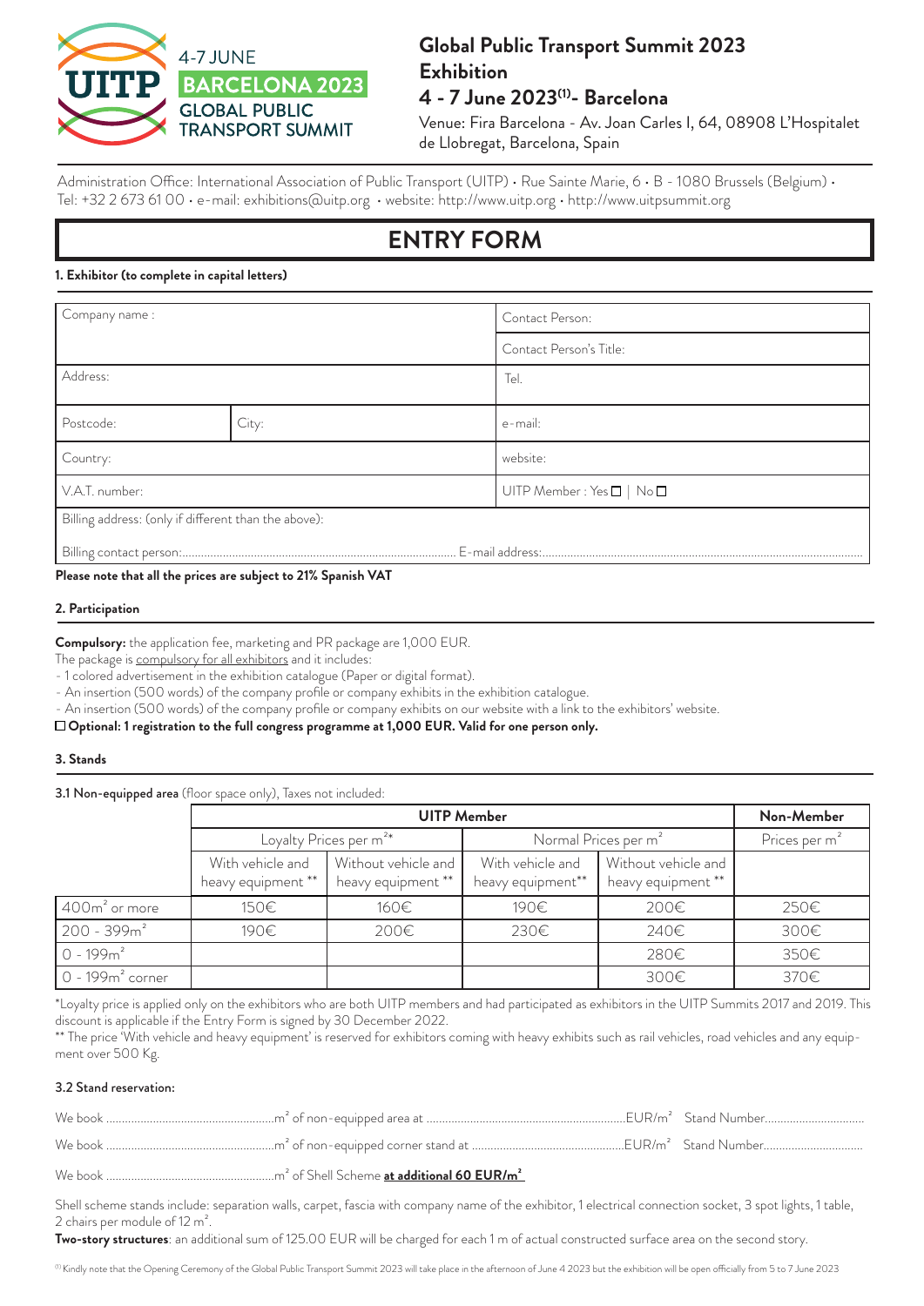# Global Public Transport Summit 2023 Exhibition

## 4 - 7 June 2023[1]- Barcelona

Venue: Fira Barcelona - Av. Joan Carles I, 64, 08908 L'Hospitalet de Llobregat, Barcelona, Spain

Administration Office: International Association of Public Transport (UITP) • Rue Sainte Marie, 6 • B - 1080 Brussels (Belgium) • Tel: +32 2 673 61 00 • e-mail: exhibitions@uitp.org • website: http://www.uitp.org • http://www.uitpsummit.org

# ENTRY FORM

**1. Exhibitor (to complete in capital letters)**

| Company name : | | Contact Person: |
|---|---|---|
| | | Contact Person's Title: |
| Address: | | Tel. |
| Postcode: | City: | e-mail: |
| Country: | | website: |
| V.A.T. number: | | UITP Member : Yes ☐ \| No ☐ |
| Billing address: (only if different than the above): | | |
| Billing contact person:........................................ | E-mail address:........................................ | |

**Please note that all the prices are subject to 21% Spanish VAT**

**2. Participation**

**Compulsory:** the application fee, marketing and PR package are 1,000 EUR.

The package is compulsory for all exhibitors and it includes:

- 1 colored advertisement in the exhibition catalogue (Paper or digital format).
- An insertion (500 words) of the company profile or company exhibits in the exhibition catalogue.
- An insertion (500 words) of the company profile or company exhibits on our website with a link to the exhibitors' website.

☐ **Optional: 1 registration to the full congress programme at 1,000 EUR. Valid for one person only.**

**3. Stands**

**3.1 Non-equipped area** (floor space only), Taxes not included:

| | UITP Member | | | | Non-Member |
|---|---|---|---|---|---|
| | Loyalty Prices per m²* | | Normal Prices per m² | | Prices per m² |
| | With vehicle and heavy equipment ** | Without vehicle and heavy equipment ** | With vehicle and heavy equipment** | Without vehicle and heavy equipment ** | |
| 400m² or more | 150€ | 160€ | 190€ | 200€ | 250€ |
| 200 - 399m² | 190€ | 200€ | 230€ | 240€ | 300€ |
| 0 - 199m² | | | | 280€ | 350€ |
| 0 - 199m² corner | | | | 300€ | 370€ |

*Loyalty price is applied only on the exhibitors who are both UITP members and had participated as exhibitors in the UITP Summits 2017 and 2019. This discount is applicable if the Entry Form is signed by 30 December 2022.

** The price 'With vehicle and heavy equipment' is reserved for exhibitors coming with heavy exhibits such as rail vehicles, road vehicles and any equipment over 500 Kg.

**3.2 Stand reservation:**

We book ........................................m² of non-equipped area at ........................................EUR/m² Stand Number..........................

We book ........................................m² of non-equipped corner stand at ........................................EUR/m² Stand Number..........................

We book ........................................m² of Shell Scheme **at additional 60 EUR/m²**

Shell scheme stands include: separation walls, carpet, fascia with company name of the exhibitor, 1 electrical connection socket, 3 spot lights, 1 table, 2 chairs per module of 12 m².

**Two-story structures**: an additional sum of 125.00 EUR will be charged for each 1 m of actual constructed surface area on the second story.

[1] Kindly note that the Opening Ceremony of the Global Public Transport Summit 2023 will take place in the afternoon of June 4 2023 but the exhibition will be open officially from 5 to 7 June 2023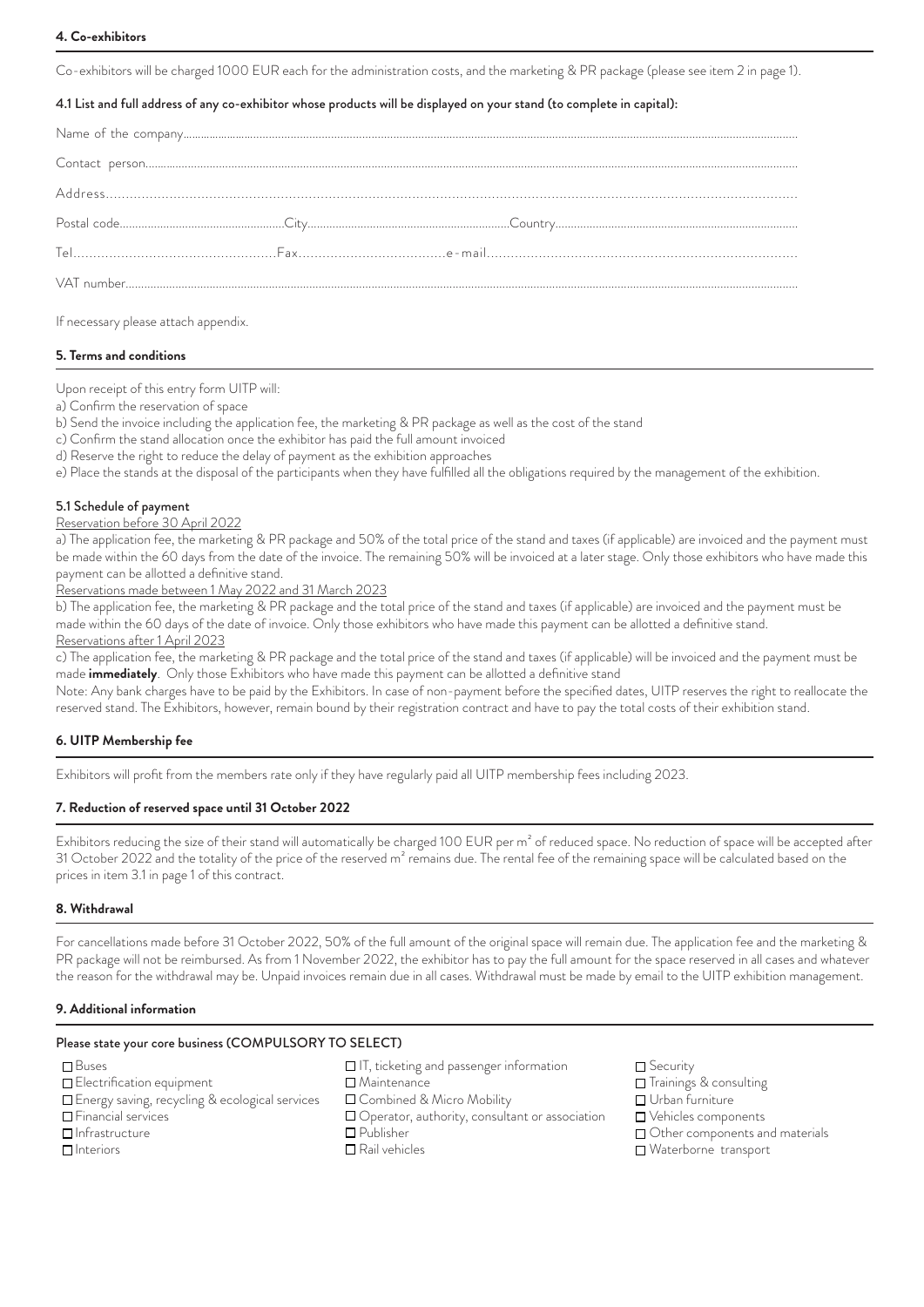## 4. Co-exhibitors

Co-exhibitors will be charged 1000 EUR each for the administration costs, and the marketing & PR package (please see item 2 in page 1).

### 4.1 List and full address of any co-exhibitor whose products will be displayed on your stand (to complete in capital):

Name of the company.................................................................................................................................................

Contact person.........................................................................................................................................................

Address.....................................................................................................................................................................

Postal code......................................City..................................................Country..................................................

Tel.............................................Fax..................................e-mail...........................................................................

VAT number..............................................................................................................................................................

If necessary please attach appendix.

## 5. Terms and conditions

Upon receipt of this entry form UITP will:

a) Confirm the reservation of space

b) Send the invoice including the application fee, the marketing & PR package as well as the cost of the stand

c) Confirm the stand allocation once the exhibitor has paid the full amount invoiced

d) Reserve the right to reduce the delay of payment as the exhibition approaches

e) Place the stands at the disposal of the participants when they have fulfilled all the obligations required by the management of the exhibition.

### 5.1 Schedule of payment

Reservation before 30 April 2022

a) The application fee, the marketing & PR package and 50% of the total price of the stand and taxes (if applicable) are invoiced and the payment must be made within the 60 days from the date of the invoice. The remaining 50% will be invoiced at a later stage. Only those exhibitors who have made this payment can be allotted a definitive stand.

Reservations made between 1 May 2022 and 31 March 2023

b) The application fee, the marketing & PR package and the total price of the stand and taxes (if applicable) are invoiced and the payment must be made within the 60 days of the date of invoice. Only those exhibitors who have made this payment can be allotted a definitive stand.

Reservations after 1 April 2023

c) The application fee, the marketing & PR package and the total price of the stand and taxes (if applicable) will be invoiced and the payment must be made **immediately**. Only those Exhibitors who have made this payment can be allotted a definitive stand

Note: Any bank charges have to be paid by the Exhibitors. In case of non-payment before the specified dates, UITP reserves the right to reallocate the reserved stand. The Exhibitors, however, remain bound by their registration contract and have to pay the total costs of their exhibition stand.

## 6. UITP Membership fee

Exhibitors will profit from the members rate only if they have regularly paid all UITP membership fees including 2023.

## 7. Reduction of reserved space until 31 October 2022

Exhibitors reducing the size of their stand will automatically be charged 100 EUR per m² of reduced space. No reduction of space will be accepted after 31 October 2022 and the totality of the price of the reserved m² remains due. The rental fee of the remaining space will be calculated based on the prices in item 3.1 in page 1 of this contract.

## 8. Withdrawal

For cancellations made before 31 October 2022, 50% of the full amount of the original space will remain due. The application fee and the marketing & PR package will not be reimbursed. As from 1 November 2022, the exhibitor has to pay the full amount for the space reserved in all cases and whatever the reason for the withdrawal may be. Unpaid invoices remain due in all cases. Withdrawal must be made by email to the UITP exhibition management.

## 9. Additional information

**Please state your core business (COMPULSORY TO SELECT)**

- ☐ Buses
- ☐ Electrification equipment
- ☐ Energy saving, recycling & ecological services
- ☐ Financial services
- ☐ Infrastructure
- ☐ Interiors
- ☐ IT, ticketing and passenger information
- ☐ Maintenance
- ☐ Combined & Micro Mobility
- ☐ Operator, authority, consultant or association
- ☐ Publisher
- ☐ Rail vehicles
- ☐ Security
- ☐ Trainings & consulting
- ☐ Urban furniture
- ☐ Vehicles components
- ☐ Other components and materials
- ☐ Waterborne transport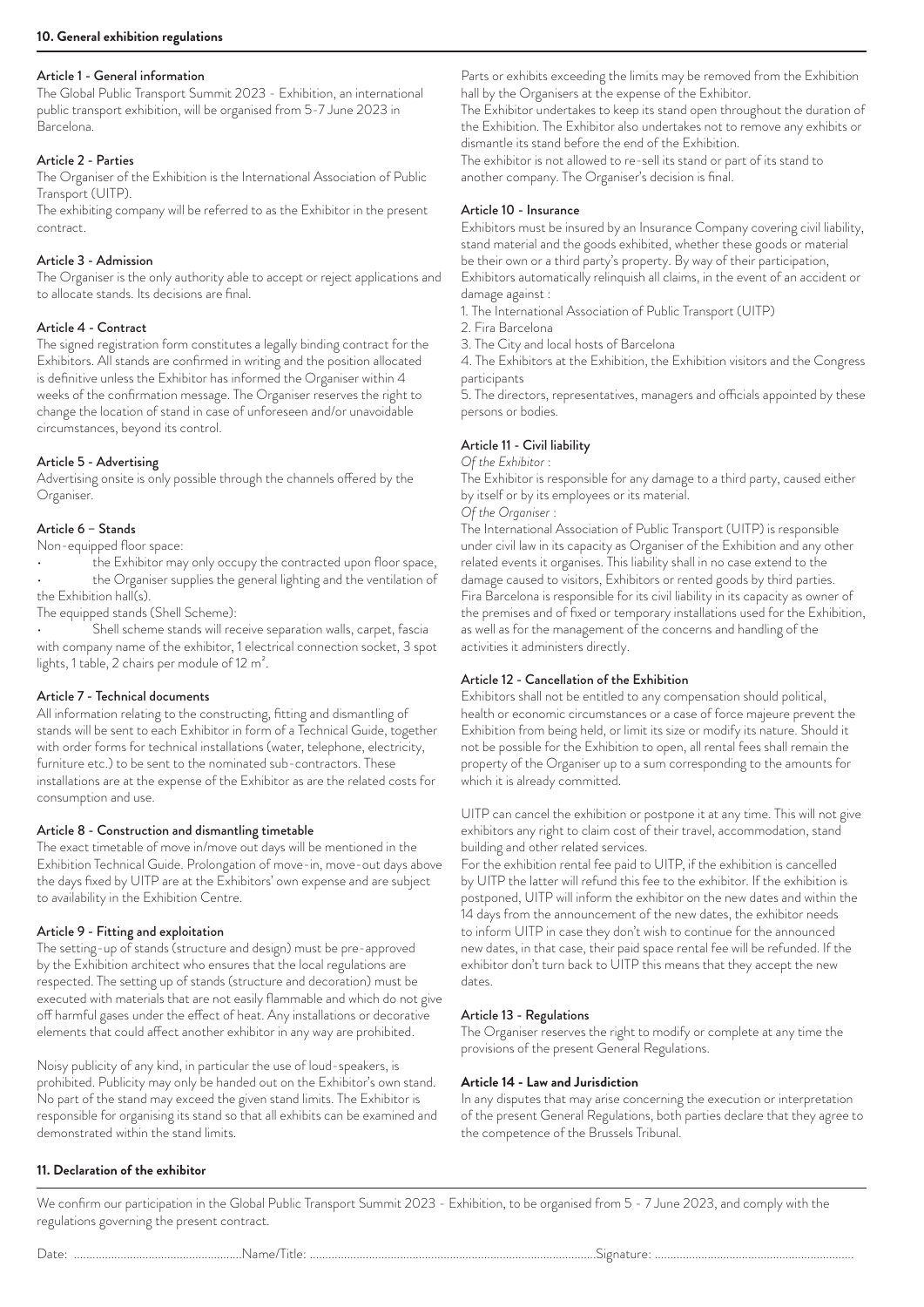## 10. General exhibition regulations

### Article 1 - General information

The Global Public Transport Summit 2023 - Exhibition, an international public transport exhibition, will be organised from 5-7 June 2023 in Barcelona.

### Article 2 - Parties

The Organiser of the Exhibition is the International Association of Public Transport (UITP).

The exhibiting company will be referred to as the Exhibitor in the present contract.

### Article 3 - Admission

The Organiser is the only authority able to accept or reject applications and to allocate stands. Its decisions are final.

### Article 4 - Contract

The signed registration form constitutes a legally binding contract for the Exhibitors. All stands are confirmed in writing and the position allocated is definitive unless the Exhibitor has informed the Organiser within 4 weeks of the confirmation message. The Organiser reserves the right to change the location of stand in case of unforeseen and/or unavoidable circumstances, beyond its control.

### Article 5 - Advertising

Advertising onsite is only possible through the channels offered by the Organiser.

### Article 6 – Stands

Non-equipped floor space:

- the Exhibitor may only occupy the contracted upon floor space,
- the Organiser supplies the general lighting and the ventilation of the Exhibition hall(s).

The equipped stands (Shell Scheme):

- Shell scheme stands will receive separation walls, carpet, fascia with company name of the exhibitor, 1 electrical connection socket, 3 spot lights, 1 table, 2 chairs per module of 12 m².

### Article 7 - Technical documents

All information relating to the constructing, fitting and dismantling of stands will be sent to each Exhibitor in form of a Technical Guide, together with order forms for technical installations (water, telephone, electricity, furniture etc.) to be sent to the nominated sub-contractors. These installations are at the expense of the Exhibitor as are the related costs for consumption and use.

### Article 8 - Construction and dismantling timetable

The exact timetable of move in/move out days will be mentioned in the Exhibition Technical Guide. Prolongation of move-in, move-out days above the days fixed by UITP are at the Exhibitors' own expense and are subject to availability in the Exhibition Centre.

### Article 9 - Fitting and exploitation

The setting-up of stands (structure and design) must be pre-approved by the Exhibition architect who ensures that the local regulations are respected. The setting up of stands (structure and decoration) must be executed with materials that are not easily flammable and which do not give off harmful gases under the effect of heat. Any installations or decorative elements that could affect another exhibitor in any way are prohibited.

Noisy publicity of any kind, in particular the use of loud-speakers, is prohibited. Publicity may only be handed out on the Exhibitor's own stand. No part of the stand may exceed the given stand limits. The Exhibitor is responsible for organising its stand so that all exhibits can be examined and demonstrated within the stand limits.

Parts or exhibits exceeding the limits may be removed from the Exhibition hall by the Organisers at the expense of the Exhibitor.

The Exhibitor undertakes to keep its stand open throughout the duration of the Exhibition. The Exhibitor also undertakes not to remove any exhibits or dismantle its stand before the end of the Exhibition.

The exhibitor is not allowed to re-sell its stand or part of its stand to another company. The Organiser's decision is final.

### Article 10 - Insurance

Exhibitors must be insured by an Insurance Company covering civil liability, stand material and the goods exhibited, whether these goods or material be their own or a third party's property. By way of their participation, Exhibitors automatically relinquish all claims, in the event of an accident or damage against :

1. The International Association of Public Transport (UITP)
2. Fira Barcelona
3. The City and local hosts of Barcelona
4. The Exhibitors at the Exhibition, the Exhibition visitors and the Congress participants
5. The directors, representatives, managers and officials appointed by these persons or bodies.

### Article 11 - Civil liability

*Of the Exhibitor :*

The Exhibitor is responsible for any damage to a third party, caused either by itself or by its employees or its material.

*Of the Organiser :*

The International Association of Public Transport (UITP) is responsible under civil law in its capacity as Organiser of the Exhibition and any other related events it organises. This liability shall in no case extend to the damage caused to visitors, Exhibitors or rented goods by third parties.

Fira Barcelona is responsible for its civil liability in its capacity as owner of the premises and of fixed or temporary installations used for the Exhibition, as well as for the management of the concerns and handling of the activities it administers directly.

### Article 12 - Cancellation of the Exhibition

Exhibitors shall not be entitled to any compensation should political, health or economic circumstances or a case of force majeure prevent the Exhibition from being held, or limit its size or modify its nature. Should it not be possible for the Exhibition to open, all rental fees shall remain the property of the Organiser up to a sum corresponding to the amounts for which it is already committed.

UITP can cancel the exhibition or postpone it at any time. This will not give exhibitors any right to claim cost of their travel, accommodation, stand building and other related services.

For the exhibition rental fee paid to UITP, if the exhibition is cancelled by UITP the latter will refund this fee to the exhibitor. If the exhibition is postponed, UITP will inform the exhibitor on the new dates and within the 14 days from the announcement of the new dates, the exhibitor needs to inform UITP in case they don't wish to continue for the announced new dates, in that case, their paid space rental fee will be refunded. If the exhibitor don't turn back to UITP this means that they accept the new dates.

### Article 13 - Regulations

The Organiser reserves the right to modify or complete at any time the provisions of the present General Regulations.

### Article 14 - Law and Jurisdiction

In any disputes that may arise concerning the execution or interpretation of the present General Regulations, both parties declare that they agree to the competence of the Brussels Tribunal.

## 11. Declaration of the exhibitor

We confirm our participation in the Global Public Transport Summit 2023 - Exhibition, to be organised from 5 - 7 June 2023, and comply with the regulations governing the present contract.

Date: ........................................ Name/Title: ........................................................................ Signature: ..............................................................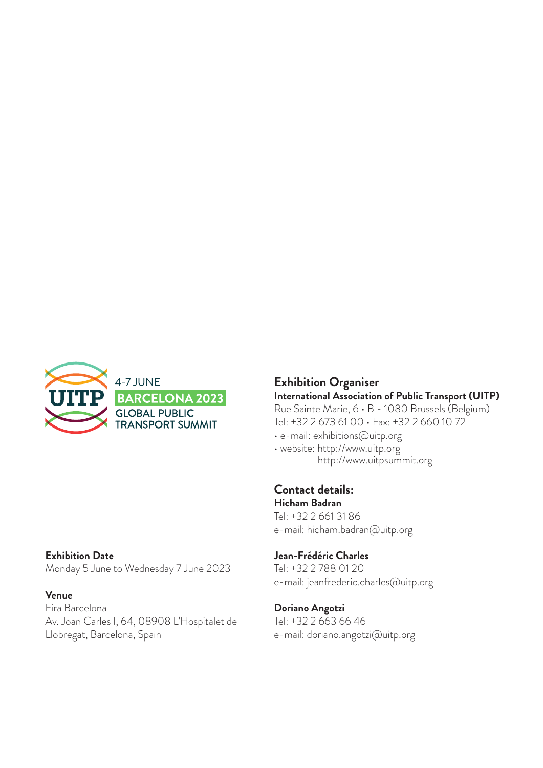UITP

4-7 JUNE

BARCELONA 2023

GLOBAL PUBLIC TRANSPORT SUMMIT

**Exhibition Date**
Monday 5 June to Wednesday 7 June 2023

**Venue**
Fira Barcelona
Av. Joan Carles I, 64, 08908 L'Hospitalet de Llobregat, Barcelona, Spain

## Exhibition Organiser

**International Association of Public Transport (UITP)**
Rue Sainte Marie, 6 • B - 1080 Brussels (Belgium)
Tel: +32 2 673 61 00 • Fax: +32 2 660 10 72

- e-mail: exhibitions@uitp.org
- website: http://www.uitp.org
  http://www.uitpsummit.org

## Contact details:

**Hicham Badran**
Tel: +32 2 661 31 86
e-mail: hicham.badran@uitp.org

**Jean-Frédéric Charles**
Tel: +32 2 788 01 20
e-mail: jeanfrederic.charles@uitp.org

**Doriano Angotzi**
Tel: +32 2 663 66 46
e-mail: doriano.angotzi@uitp.org